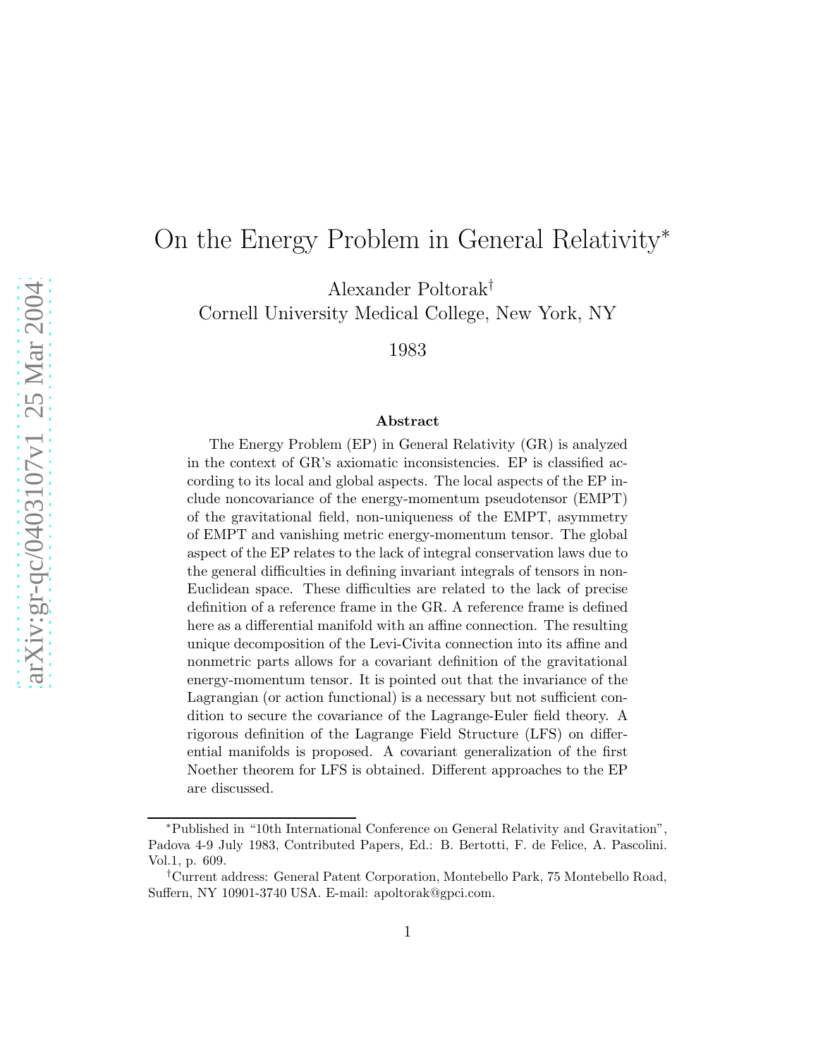# On the Energy Problem in General Relativity*

Alexander Poltorak†

Cornell University Medical College, New York, NY

1983

## Abstract

The Energy Problem (EP) in General Relativity (GR) is analyzed in the context of GR's axiomatic inconsistencies. EP is classified according to its local and global aspects. The local aspects of the EP include noncovariance of the energy-momentum pseudotensor (EMPT) of the gravitational field, non-uniqueness of the EMPT, asymmetry of EMPT and vanishing metric energy-momentum tensor. The global aspect of the EP relates to the lack of integral conservation laws due to the general difficulties in defining invariant integrals of tensors in non-Euclidean space. These difficulties are related to the lack of precise definition of a reference frame in the GR. A reference frame is defined here as a differential manifold with an affine connection. The resulting unique decomposition of the Levi-Civita connection into its affine and nonmetric parts allows for a covariant definition of the gravitational energy-momentum tensor. It is pointed out that the invariance of the Lagrangian (or action functional) is a necessary but not sufficient condition to secure the covariance of the Lagrange-Euler field theory. A rigorous definition of the Lagrange Field Structure (LFS) on differential manifolds is proposed. A covariant generalization of the first Noether theorem for LFS is obtained. Different approaches to the EP are discussed.

---

*Published in "10th International Conference on General Relativity and Gravitation", Padova 4-9 July 1983, Contributed Papers, Ed.: B. Bertotti, F. de Felice, A. Pascolini. Vol.1, p. 609.

†Current address: General Patent Corporation, Montebello Park, 75 Montebello Road, Suffern, NY 10901-3740 USA. E-mail: apoltorak@gpci.com.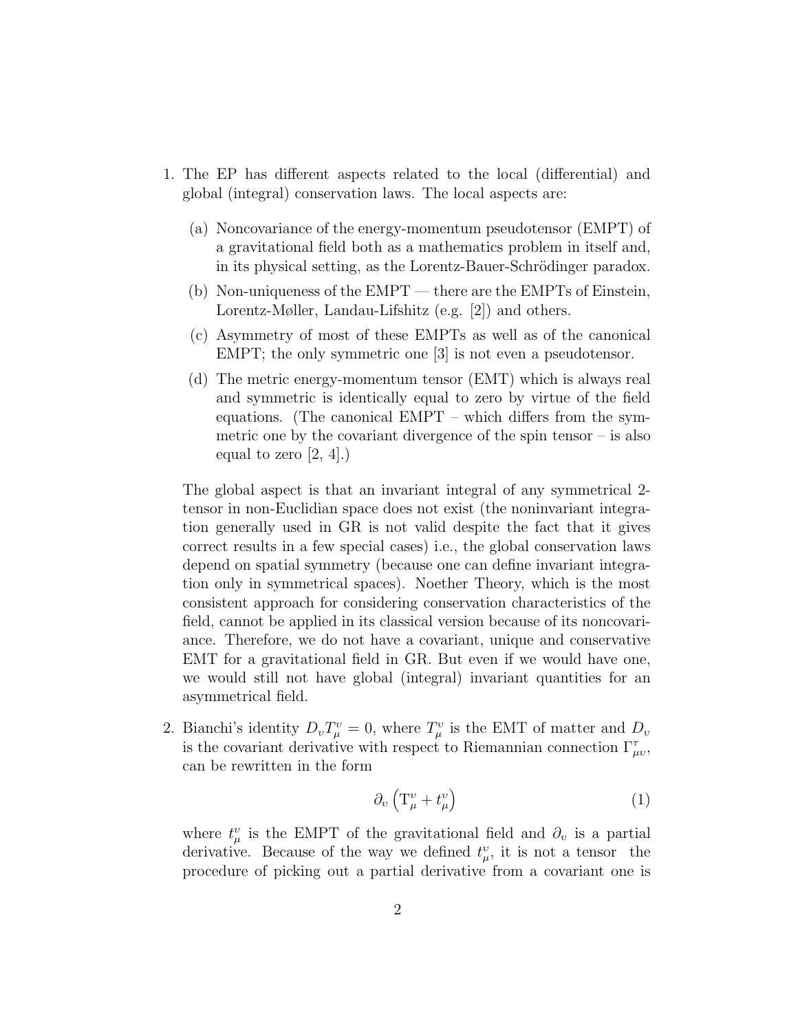1. The EP has different aspects related to the local (differential) and global (integral) conservation laws. The local aspects are:

   (a) Noncovariance of the energy-momentum pseudotensor (EMPT) of a gravitational field both as a mathematics problem in itself and, in its physical setting, as the Lorentz-Bauer-Schrödinger paradox.

   (b) Non-uniqueness of the EMPT — there are the EMPTs of Einstein, Lorentz-Møller, Landau-Lifshitz (e.g. [2]) and others.

   (c) Asymmetry of most of these EMPTs as well as of the canonical EMPT; the only symmetric one [3] is not even a pseudotensor.

   (d) The metric energy-momentum tensor (EMT) which is always real and symmetric is identically equal to zero by virtue of the field equations. (The canonical EMPT – which differs from the symmetric one by the covariant divergence of the spin tensor – is also equal to zero [2, 4].)

   The global aspect is that an invariant integral of any symmetrical 2-tensor in non-Euclidian space does not exist (the noninvariant integration generally used in GR is not valid despite the fact that it gives correct results in a few special cases) i.e., the global conservation laws depend on spatial symmetry (because one can define invariant integration only in symmetrical spaces). Noether Theory, which is the most consistent approach for considering conservation characteristics of the field, cannot be applied in its classical version because of its noncovariance. Therefore, we do not have a covariant, unique and conservative EMT for a gravitational field in GR. But even if we would have one, we would still not have global (integral) invariant quantities for an asymmetrical field.

2. Bianchi's identity $D_{\upsilon} T_{\mu}^{\upsilon} = 0$, where $T_{\mu}^{\upsilon}$ is the EMT of matter and $D_{\upsilon}$ is the covariant derivative with respect to Riemannian connection $\Gamma_{\mu\upsilon}^{\tau}$, can be rewritten in the form

$$\partial_{\upsilon} \left( \mathrm{T}_{\mu}^{\upsilon} + t_{\mu}^{\upsilon} \right) \tag{1}$$

   where $t_{\mu}^{\upsilon}$ is the EMPT of the gravitational field and $\partial_{\upsilon}$ is a partial derivative. Because of the way we defined $t_{\mu}^{\upsilon}$, it is not a tensor the procedure of picking out a partial derivative from a covariant one is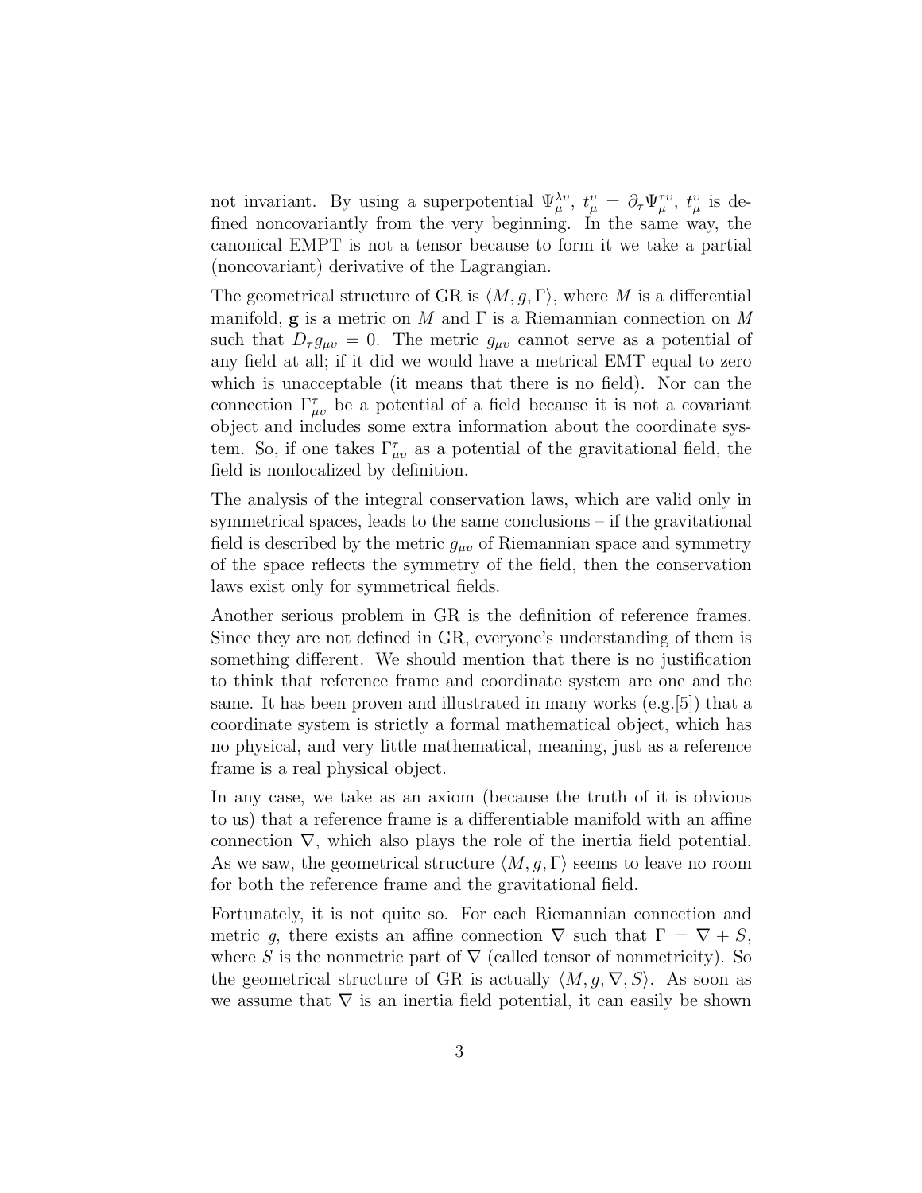not invariant. By using a superpotential $\Psi^{\lambda\upsilon}_{\mu}$, $t^{\upsilon}_{\mu} = \partial_{\tau}\Psi^{\tau\upsilon}_{\mu}$, $t^{\upsilon}_{\mu}$ is defined noncovariantly from the very beginning. In the same way, the canonical EMPT is not a tensor because to form it we take a partial (noncovariant) derivative of the Lagrangian.

The geometrical structure of GR is $\langle M, g, \Gamma \rangle$, where $M$ is a differential manifold, $\mathbf{g}$ is a metric on $M$ and $\Gamma$ is a Riemannian connection on $M$ such that $D_{\tau}g_{\mu\upsilon} = 0$. The metric $g_{\mu\upsilon}$ cannot serve as a potential of any field at all; if it did we would have a metrical EMT equal to zero which is unacceptable (it means that there is no field). Nor can the connection $\Gamma^{\tau}_{\mu\upsilon}$ be a potential of a field because it is not a covariant object and includes some extra information about the coordinate system. So, if one takes $\Gamma^{\tau}_{\mu\upsilon}$ as a potential of the gravitational field, the field is nonlocalized by definition.

The analysis of the integral conservation laws, which are valid only in symmetrical spaces, leads to the same conclusions – if the gravitational field is described by the metric $g_{\mu\upsilon}$ of Riemannian space and symmetry of the space reflects the symmetry of the field, then the conservation laws exist only for symmetrical fields.

Another serious problem in GR is the definition of reference frames. Since they are not defined in GR, everyone's understanding of them is something different. We should mention that there is no justification to think that reference frame and coordinate system are one and the same. It has been proven and illustrated in many works (e.g.[5]) that a coordinate system is strictly a formal mathematical object, which has no physical, and very little mathematical, meaning, just as a reference frame is a real physical object.

In any case, we take as an axiom (because the truth of it is obvious to us) that a reference frame is a differentiable manifold with an affine connection $\nabla$, which also plays the role of the inertia field potential. As we saw, the geometrical structure $\langle M, g, \Gamma \rangle$ seems to leave no room for both the reference frame and the gravitational field.

Fortunately, it is not quite so. For each Riemannian connection and metric $g$, there exists an affine connection $\nabla$ such that $\Gamma = \nabla + S$, where $S$ is the nonmetric part of $\nabla$ (called tensor of nonmetricity). So the geometrical structure of GR is actually $\langle M, g, \nabla, S \rangle$. As soon as we assume that $\nabla$ is an inertia field potential, it can easily be shown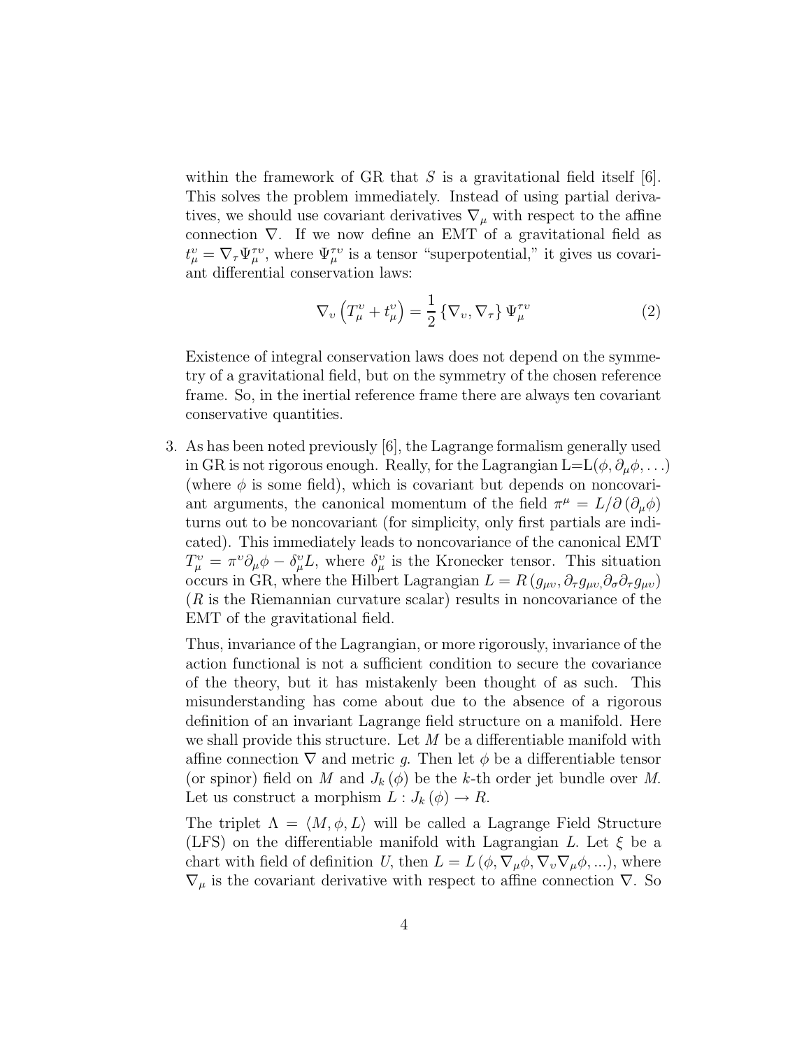within the framework of GR that $S$ is a gravitational field itself [6]. This solves the problem immediately. Instead of using partial derivatives, we should use covariant derivatives $\nabla_\mu$ with respect to the affine connection $\nabla$. If we now define an EMT of a gravitational field as $t_\mu^\upsilon = \nabla_\tau \Psi_\mu^{\tau\upsilon}$, where $\Psi_\mu^{\tau\upsilon}$ is a tensor "superpotential," it gives us covariant differential conservation laws:

$$\nabla_\upsilon \left( T_\mu^\upsilon + t_\mu^\upsilon \right) = \frac{1}{2} \left\{ \nabla_\upsilon, \nabla_\tau \right\} \Psi_\mu^{\tau\upsilon} \tag{2}$$

Existence of integral conservation laws does not depend on the symmetry of a gravitational field, but on the symmetry of the chosen reference frame. So, in the inertial reference frame there are always ten covariant conservative quantities.

3. As has been noted previously [6], the Lagrange formalism generally used in GR is not rigorous enough. Really, for the Lagrangian L=L$(\phi, \partial_\mu \phi, \ldots)$ (where $\phi$ is some field), which is covariant but depends on noncovariant arguments, the canonical momentum of the field $\pi^\mu = L/\partial \left( \partial_\mu \phi \right)$ turns out to be noncovariant (for simplicity, only first partials are indicated). This immediately leads to noncovariance of the canonical EMT $T_\mu^\upsilon = \pi^\upsilon \partial_\mu \phi - \delta_\mu^\upsilon L$, where $\delta_\mu^\upsilon$ is the Kronecker tensor. This situation occurs in GR, where the Hilbert Lagrangian $L = R \left( g_{\mu\upsilon}, \partial_\tau g_{\mu\upsilon,} \partial_\sigma \partial_\tau g_{\mu\upsilon} \right)$ ($R$ is the Riemannian curvature scalar) results in noncovariance of the EMT of the gravitational field.

   Thus, invariance of the Lagrangian, or more rigorously, invariance of the action functional is not a sufficient condition to secure the covariance of the theory, but it has mistakenly been thought of as such. This misunderstanding has come about due to the absence of a rigorous definition of an invariant Lagrange field structure on a manifold. Here we shall provide this structure. Let $M$ be a differentiable manifold with affine connection $\nabla$ and metric $g$. Then let $\phi$ be a differentiable tensor (or spinor) field on $M$ and $J_k(\phi)$ be the $k$-th order jet bundle over $M$. Let us construct a morphism $L : J_k(\phi) \rightarrow R$.

   The triplet $\Lambda = \langle M, \phi, L \rangle$ will be called a Lagrange Field Structure (LFS) on the differentiable manifold with Lagrangian $L$. Let $\xi$ be a chart with field of definition $U$, then $L = L\left( \phi, \nabla_\mu \phi, \nabla_\upsilon \nabla_\mu \phi, ... \right)$, where $\nabla_\mu$ is the covariant derivative with respect to affine connection $\nabla$. So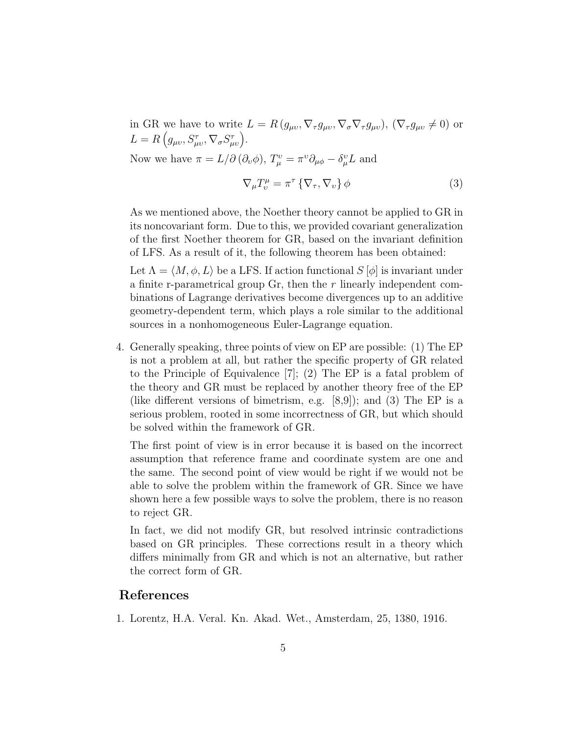in GR we have to write $L = R\left(g_{\mu\upsilon}, \nabla_\tau g_{\mu\upsilon}, \nabla_\sigma \nabla_\tau g_{\mu\upsilon}\right)$, $(\nabla_\tau g_{\mu\upsilon} \neq 0)$ or $L = R\left(g_{\mu\upsilon}, S^{\tau}_{\mu\upsilon}, \nabla_\sigma S^{\tau}_{\mu\upsilon}\right)$.

Now we have $\pi = L/\partial\left(\partial_\upsilon \phi\right)$, $T^{\upsilon}_{\mu} = \pi^{\upsilon}\partial_{\mu\phi} - \delta^{\upsilon}_{\mu} L$ and

$$\nabla_\mu T^{\mu}_{\upsilon} = \pi^{\tau}\left\{\nabla_\tau, \nabla_\upsilon\right\}\phi \tag{3}$$

As we mentioned above, the Noether theory cannot be applied to GR in its noncovariant form. Due to this, we provided covariant generalization of the first Noether theorem for GR, based on the invariant definition of LFS. As a result of it, the following theorem has been obtained:

Let $\Lambda = \langle M, \phi, L\rangle$ be a LFS. If action functional $S[\phi]$ is invariant under a finite r-parametrical group Gr, then the $r$ linearly independent combinations of Lagrange derivatives become divergences up to an additive geometry-dependent term, which plays a role similar to the additional sources in a nonhomogeneous Euler-Lagrange equation.

4. Generally speaking, three points of view on EP are possible: (1) The EP is not a problem at all, but rather the specific property of GR related to the Principle of Equivalence [7]; (2) The EP is a fatal problem of the theory and GR must be replaced by another theory free of the EP (like different versions of bimetrism, e.g. [8,9]); and (3) The EP is a serious problem, rooted in some incorrectness of GR, but which should be solved within the framework of GR.

   The first point of view is in error because it is based on the incorrect assumption that reference frame and coordinate system are one and the same. The second point of view would be right if we would not be able to solve the problem within the framework of GR. Since we have shown here a few possible ways to solve the problem, there is no reason to reject GR.

   In fact, we did not modify GR, but resolved intrinsic contradictions based on GR principles. These corrections result in a theory which differs minimally from GR and which is not an alternative, but rather the correct form of GR.

## References

1. Lorentz, H.A. Veral. Kn. Akad. Wet., Amsterdam, 25, 1380, 1916.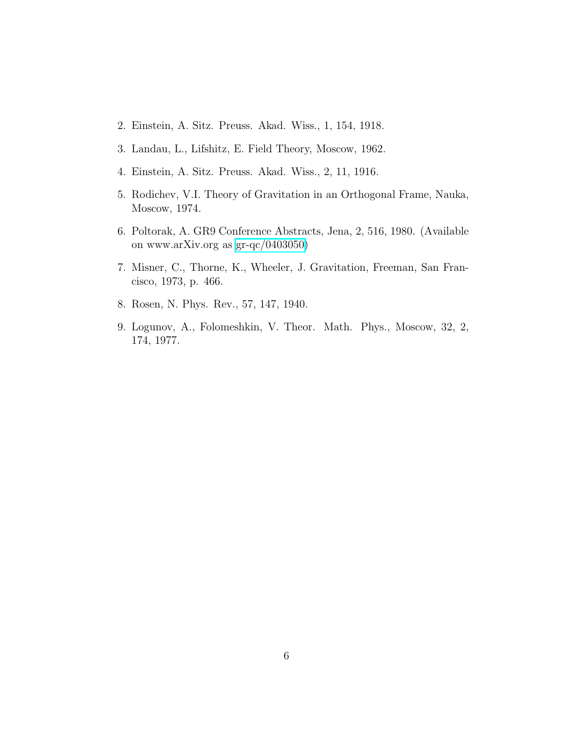2. Einstein, A. Sitz. Preuss. Akad. Wiss., 1, 154, 1918.
3. Landau, L., Lifshitz, E. Field Theory, Moscow, 1962.
4. Einstein, A. Sitz. Preuss. Akad. Wiss., 2, 11, 1916.
5. Rodichev, V.I. Theory of Gravitation in an Orthogonal Frame, Nauka, Moscow, 1974.
6. Poltorak, A. GR9 Conference Abstracts, Jena, 2, 516, 1980. (Available on www.arXiv.org as gr-qc/0403050)
7. Misner, C., Thorne, K., Wheeler, J. Gravitation, Freeman, San Francisco, 1973, p. 466.
8. Rosen, N. Phys. Rev., 57, 147, 1940.
9. Logunov, A., Folomeshkin, V. Theor. Math. Phys., Moscow, 32, 2, 174, 1977.